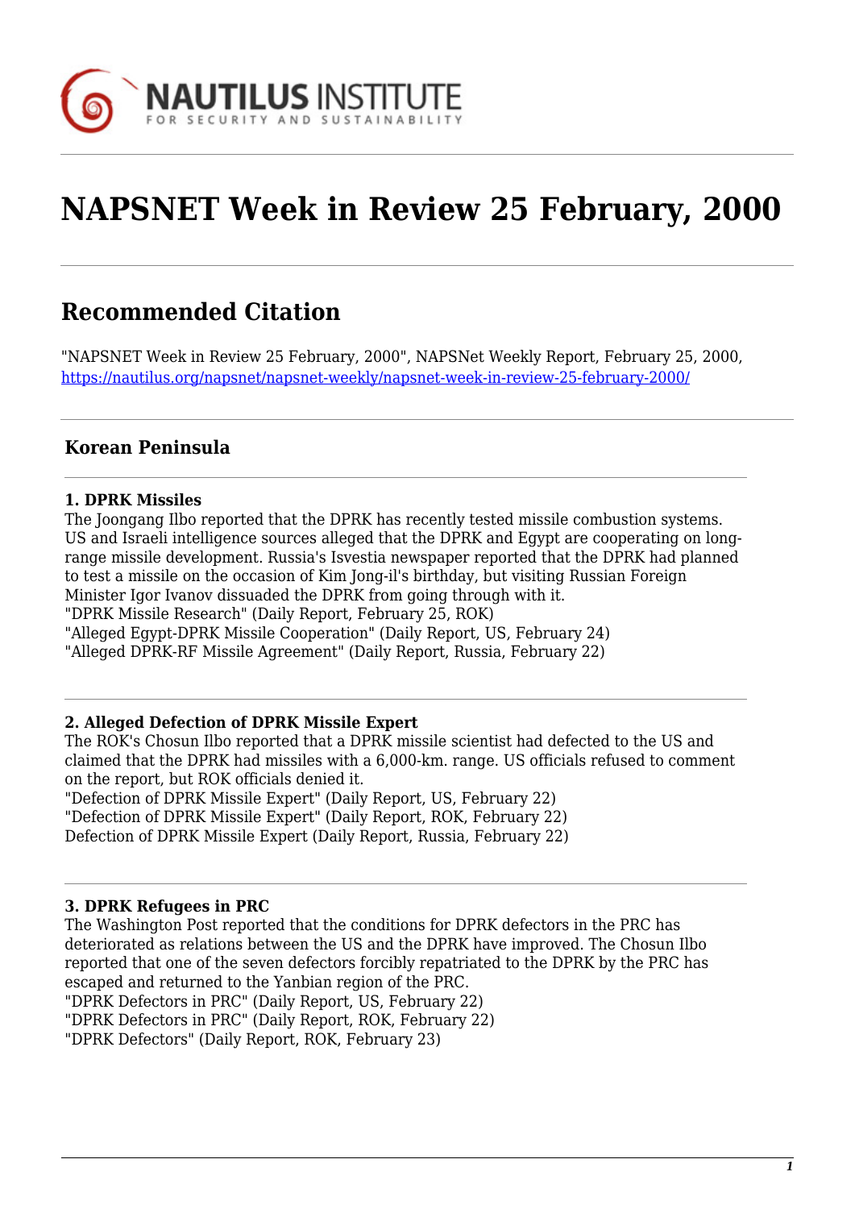# NAPSNET Week in Review 25 February, 2000

## Recommended Citation

"NAPSNET Week in Review 25 February, 2000", NAPSNet Weekly Report, February 25, 2000, https://nautilus.org/napsnet/napsnet-weekly/napsnet-week-in-review-25-february-2000/

### Korean Peninsula

**1. DPRK Missiles**

The Joongang Ilbo reported that the DPRK has recently tested missile combustion systems. US and Israeli intelligence sources alleged that the DPRK and Egypt are cooperating on long-range missile development. Russia's Isvestia newspaper reported that the DPRK had planned to test a missile on the occasion of Kim Jong-il's birthday, but visiting Russian Foreign Minister Igor Ivanov dissuaded the DPRK from going through with it.
"DPRK Missile Research" (Daily Report, February 25, ROK)
"Alleged Egypt-DPRK Missile Cooperation" (Daily Report, US, February 24)
"Alleged DPRK-RF Missile Agreement" (Daily Report, Russia, February 22)

**2. Alleged Defection of DPRK Missile Expert**

The ROK's Chosun Ilbo reported that a DPRK missile scientist had defected to the US and claimed that the DPRK had missiles with a 6,000-km. range. US officials refused to comment on the report, but ROK officials denied it.
"Defection of DPRK Missile Expert" (Daily Report, US, February 22)
"Defection of DPRK Missile Expert" (Daily Report, ROK, February 22)
Defection of DPRK Missile Expert (Daily Report, Russia, February 22)

**3. DPRK Refugees in PRC**

The Washington Post reported that the conditions for DPRK defectors in the PRC has deteriorated as relations between the US and the DPRK have improved. The Chosun Ilbo reported that one of the seven defectors forcibly repatriated to the DPRK by the PRC has escaped and returned to the Yanbian region of the PRC.
"DPRK Defectors in PRC" (Daily Report, US, February 22)
"DPRK Defectors in PRC" (Daily Report, ROK, February 22)
"DPRK Defectors" (Daily Report, ROK, February 23)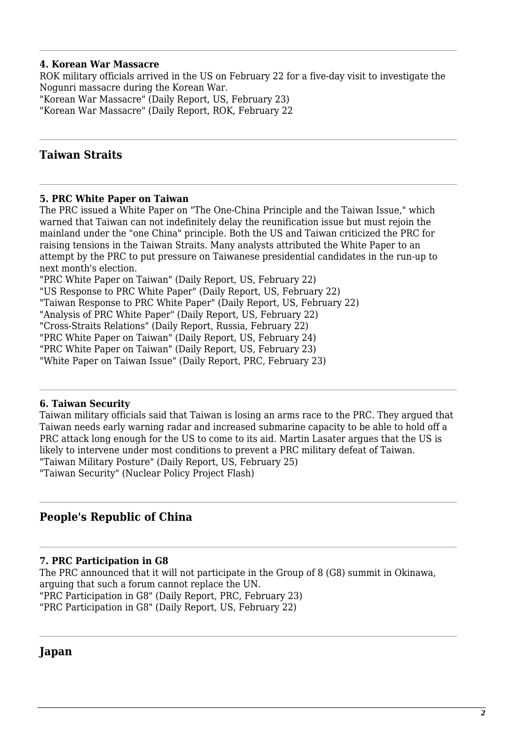#### 4. Korean War Massacre

ROK military officials arrived in the US on February 22 for a five-day visit to investigate the Nogunri massacre during the Korean War.
"Korean War Massacre" (Daily Report, US, February 23)
"Korean War Massacre" (Daily Report, ROK, February 22

## Taiwan Straits

#### 5. PRC White Paper on Taiwan

The PRC issued a White Paper on "The One-China Principle and the Taiwan Issue," which warned that Taiwan can not indefinitely delay the reunification issue but must rejoin the mainland under the "one China" principle. Both the US and Taiwan criticized the PRC for raising tensions in the Taiwan Straits. Many analysts attributed the White Paper to an attempt by the PRC to put pressure on Taiwanese presidential candidates in the run-up to next month's election.
"PRC White Paper on Taiwan" (Daily Report, US, February 22)
"US Response to PRC White Paper" (Daily Report, US, February 22)
"Taiwan Response to PRC White Paper" (Daily Report, US, February 22)
"Analysis of PRC White Paper" (Daily Report, US, February 22)
"Cross-Straits Relations" (Daily Report, Russia, February 22)
"PRC White Paper on Taiwan" (Daily Report, US, February 24)
"PRC White Paper on Taiwan" (Daily Report, US, February 23)
"White Paper on Taiwan Issue" (Daily Report, PRC, February 23)

#### 6. Taiwan Security

Taiwan military officials said that Taiwan is losing an arms race to the PRC. They argued that Taiwan needs early warning radar and increased submarine capacity to be able to hold off a PRC attack long enough for the US to come to its aid. Martin Lasater argues that the US is likely to intervene under most conditions to prevent a PRC military defeat of Taiwan.
"Taiwan Military Posture" (Daily Report, US, February 25)
"Taiwan Security" (Nuclear Policy Project Flash)

## People's Republic of China

#### 7. PRC Participation in G8

The PRC announced that it will not participate in the Group of 8 (G8) summit in Okinawa, arguing that such a forum cannot replace the UN.
"PRC Participation in G8" (Daily Report, PRC, February 23)
"PRC Participation in G8" (Daily Report, US, February 22)

## Japan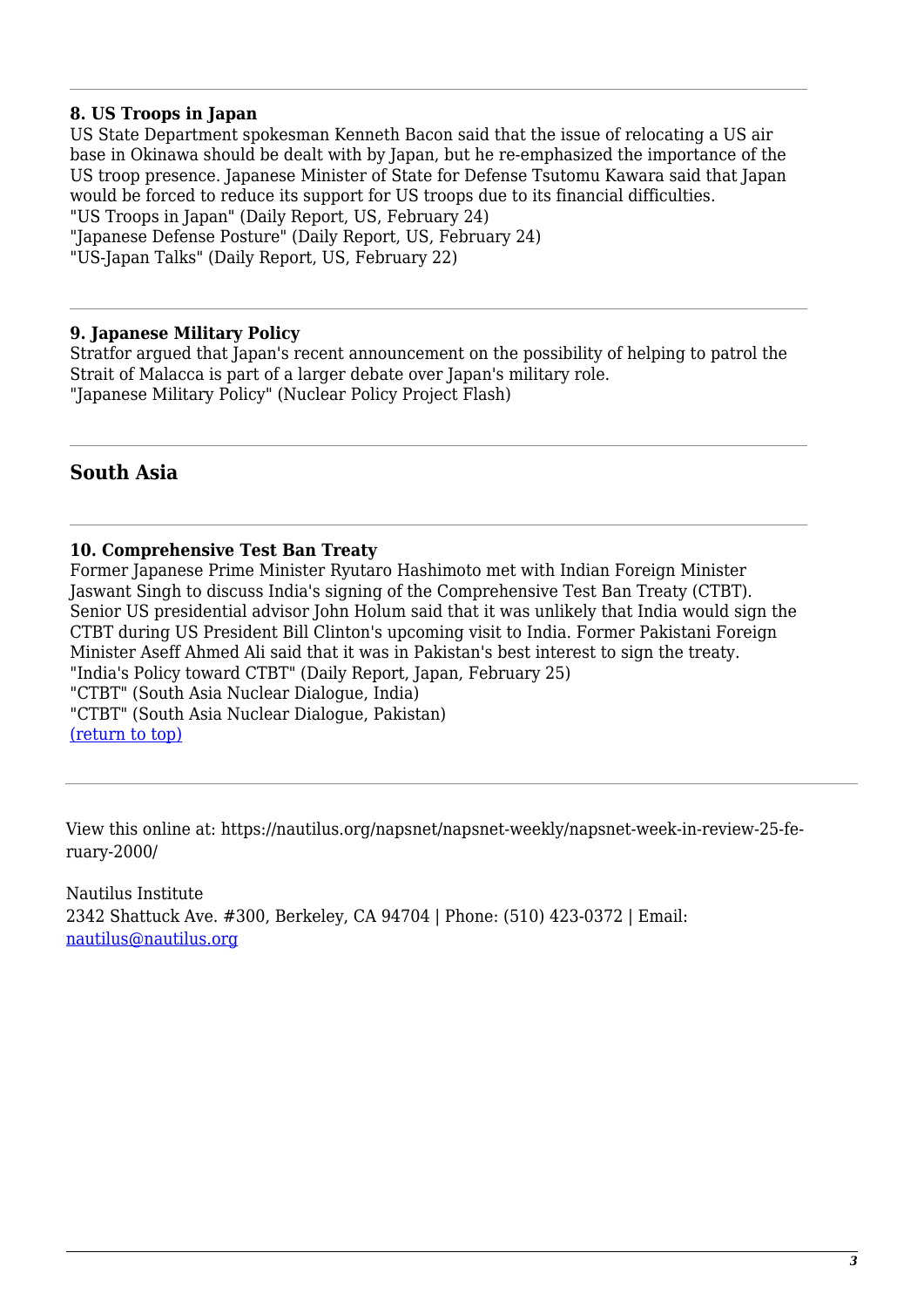### 8. US Troops in Japan

US State Department spokesman Kenneth Bacon said that the issue of relocating a US air base in Okinawa should be dealt with by Japan, but he re-emphasized the importance of the US troop presence. Japanese Minister of State for Defense Tsutomu Kawara said that Japan would be forced to reduce its support for US troops due to its financial difficulties.
"US Troops in Japan" (Daily Report, US, February 24)
"Japanese Defense Posture" (Daily Report, US, February 24)
"US-Japan Talks" (Daily Report, US, February 22)

---

### 9. Japanese Military Policy

Stratfor argued that Japan's recent announcement on the possibility of helping to patrol the Strait of Malacca is part of a larger debate over Japan's military role.
"Japanese Military Policy" (Nuclear Policy Project Flash)

---

## South Asia

---

### 10. Comprehensive Test Ban Treaty

Former Japanese Prime Minister Ryutaro Hashimoto met with Indian Foreign Minister Jaswant Singh to discuss India's signing of the Comprehensive Test Ban Treaty (CTBT). Senior US presidential advisor John Holum said that it was unlikely that India would sign the CTBT during US President Bill Clinton's upcoming visit to India. Former Pakistani Foreign Minister Aseff Ahmed Ali said that it was in Pakistan's best interest to sign the treaty.
"India's Policy toward CTBT" (Daily Report, Japan, February 25)
"CTBT" (South Asia Nuclear Dialogue, India)
"CTBT" (South Asia Nuclear Dialogue, Pakistan)
(return to top)

---

View this online at: https://nautilus.org/napsnet/napsnet-weekly/napsnet-week-in-review-25-feruary-2000/

Nautilus Institute
2342 Shattuck Ave. #300, Berkeley, CA 94704 | Phone: (510) 423-0372 | Email: nautilus@nautilus.org